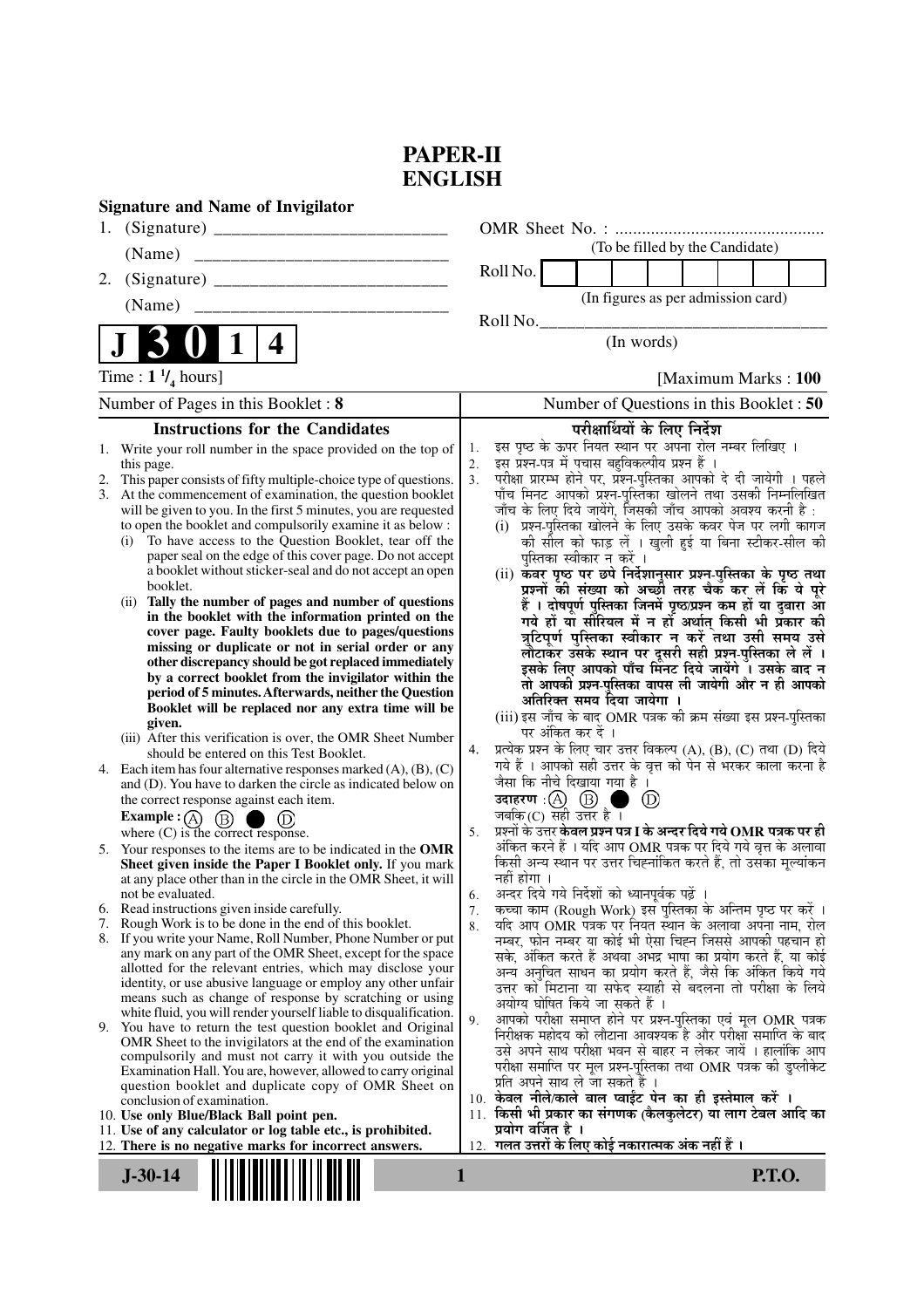# PAPER-II
# ENGLISH

**Signature and Name of Invigilator**

1. (Signature) __________________________

   (Name) ______________________________

2. (Signature) __________________________

   (Name) ______________________________

OMR Sheet No. : ...............................................

(To be filled by the Candidate)

Roll No. | | | | | | | | |

(In figures as per admission card)

Roll No.________________________________

(In words)

**J 3 0 1 4**

Time : **1 ¼ hours**] [Maximum Marks : **100**

Number of Pages in this Booklet : **8** | Number of Questions in this Booklet : **50**

## Instructions for the Candidates

1. Write your roll number in the space provided on the top of this page.
2. This paper consists of fifty multiple-choice type of questions.
3. At the commencement of examination, the question booklet will be given to you. In the first 5 minutes, you are requested to open the booklet and compulsorily examine it as below :
   (i) To have access to the Question Booklet, tear off the paper seal on the edge of this cover page. Do not accept a booklet without sticker-seal and do not accept an open booklet.
   (ii) **Tally the number of pages and number of questions in the booklet with the information printed on the cover page. Faulty booklets due to pages/questions missing or duplicate or not in serial order or any other discrepancy should be got replaced immediately by a correct booklet from the invigilator within the period of 5 minutes. Afterwards, neither the Question Booklet will be replaced nor any extra time will be given.**
   (iii) After this verification is over, the OMR Sheet Number should be entered on this Test Booklet.
4. Each item has four alternative responses marked (A), (B), (C) and (D). You have to darken the circle as indicated below on the correct response against each item.
   **Example :** (A) (B) ● (D)
   where (C) is the correct response.
5. Your responses to the items are to be indicated in the **OMR Sheet given inside the Paper I Booklet only.** If you mark at any place other than in the circle in the OMR Sheet, it will not be evaluated.
6. Read instructions given inside carefully.
7. Rough Work is to be done in the end of this booklet.
8. If you write your Name, Roll Number, Phone Number or put any mark on any part of the OMR Sheet, except for the space allotted for the relevant entries, which may disclose your identity, or use abusive language or employ any other unfair means such as change of response by scratching or using white fluid, you will render yourself liable to disqualification.
9. You have to return the test question booklet and Original OMR Sheet to the invigilators at the end of the examination compulsorily and must not carry it with you outside the Examination Hall. You are, however, allowed to carry original question booklet and duplicate copy of OMR Sheet on conclusion of examination.
10. **Use only Blue/Black Ball point pen.**
11. **Use of any calculator or log table etc., is prohibited.**
12. **There is no negative marks for incorrect answers.**

## परीक्षार्थियों के लिए निर्देश

1. इस पृष्ठ के ऊपर नियत स्थान पर अपना रोल नम्बर लिखिए ।
2. इस प्रश्न-पत्र में पचास बहुविकल्पीय प्रश्न हैं ।
3. परीक्षा प्रारम्भ होने पर, प्रश्न-पुस्तिका आपको दे दी जायेगी । पहले पाँच मिनट आपको प्रश्न-पुस्तिका खोलने तथा उसकी निम्नलिखित जाँच के लिए दिये जायेंगे, जिसकी जाँच आपको अवश्य करनी है :
   (i) प्रश्न-पुस्तिका खोलने के लिए उसके कवर पेज पर लगी कागज की सील को फाड़ लें । खुली हुई या बिना स्टीकर-सील की पुस्तिका स्वीकार न करें ।
   (ii) **कवर पृष्ठ पर छपे निर्देशानुसार प्रश्न-पुस्तिका के पृष्ठ तथा प्रश्नों की संख्या को अच्छी तरह चैक कर लें कि ये पूरे हैं । दोषपूर्ण पुस्तिका जिनमें पृष्ठ/प्रश्न कम हों या दुबारा आ गये हों या सीरियल में न हों अर्थात् किसी भी प्रकार की त्रुटिपूर्ण पुस्तिका स्वीकार न करें तथा उसी समय उसे लौटाकर उसके स्थान पर दूसरी सही प्रश्न-पुस्तिका ले लें । इसके लिए आपको पाँच मिनट दिये जायेंगे । उसके बाद न तो आपकी प्रश्न-पुस्तिका वापस ली जायेगी और न ही आपको अतिरिक्त समय दिया जायेगा ।**
   (iii) इस जाँच के बाद OMR पत्रक की क्रम संख्या इस प्रश्न-पुस्तिका पर अंकित कर दें ।
4. प्रत्येक प्रश्न के लिए चार उत्तर विकल्प (A), (B), (C) तथा (D) दिये गये हैं । आपको सही उत्तर के वृत्त को पेन से भरकर काला करना है जैसा कि नीचे दिखाया गया है ।
   **उदाहरण :** (A) (B) ● (D)
   जबकि (C) सही उत्तर है ।
5. प्रश्नों के उत्तर **केवल प्रश्न पत्र I के अन्दर दिये गये OMR पत्रक पर ही** अंकित करने हैं । यदि आप OMR पत्रक पर दिये गये वृत्त के अलावा किसी अन्य स्थान पर उत्तर चिह्नांकित करते हैं, तो उसका मूल्यांकन नहीं होगा ।
6. अन्दर दिये गये निर्देशों को ध्यानपूर्वक पढ़ें ।
7. कच्चा काम (Rough Work) इस पुस्तिका के अन्तिम पृष्ठ पर करें ।
8. यदि आप OMR पत्रक पर नियत स्थान के अलावा अपना नाम, रोल नम्बर, फोन नम्बर या कोई भी ऐसा चिह्न जिससे आपकी पहचान हो सके, अंकित करते हैं अथवा अभद्र भाषा का प्रयोग करते हैं, या कोई अन्य अनुचित साधन का प्रयोग करते हैं, जैसे कि अंकित किये गये उत्तर को मिटाना या सफेद स्याही से बदलना तो परीक्षा के लिये अयोग्य घोषित किये जा सकते हैं ।
9. आपको परीक्षा समाप्त होने पर प्रश्न-पुस्तिका एवं मूल OMR पत्रक निरीक्षक महोदय को लौटाना आवश्यक है और परीक्षा समाप्ति के बाद उसे अपने साथ परीक्षा भवन से बाहर न लेकर जायें । हालांकि आप परीक्षा समाप्ति पर मूल प्रश्न-पुस्तिका तथा OMR पत्रक की डुप्लीकेट प्रति अपने साथ ले जा सकते हैं ।
10. **केवल नीले/काले बाल प्वाईंट पेन का ही इस्तेमाल करें ।**
11. **किसी भी प्रकार का संगणक (कैलकुलेटर) या लाग टेबल आदि का प्रयोग वर्जित है ।**
12. **गलत उत्तरों के लिए कोई नकारात्मक अंक नहीं हैं ।**

**J-30-14** **P.T.O.**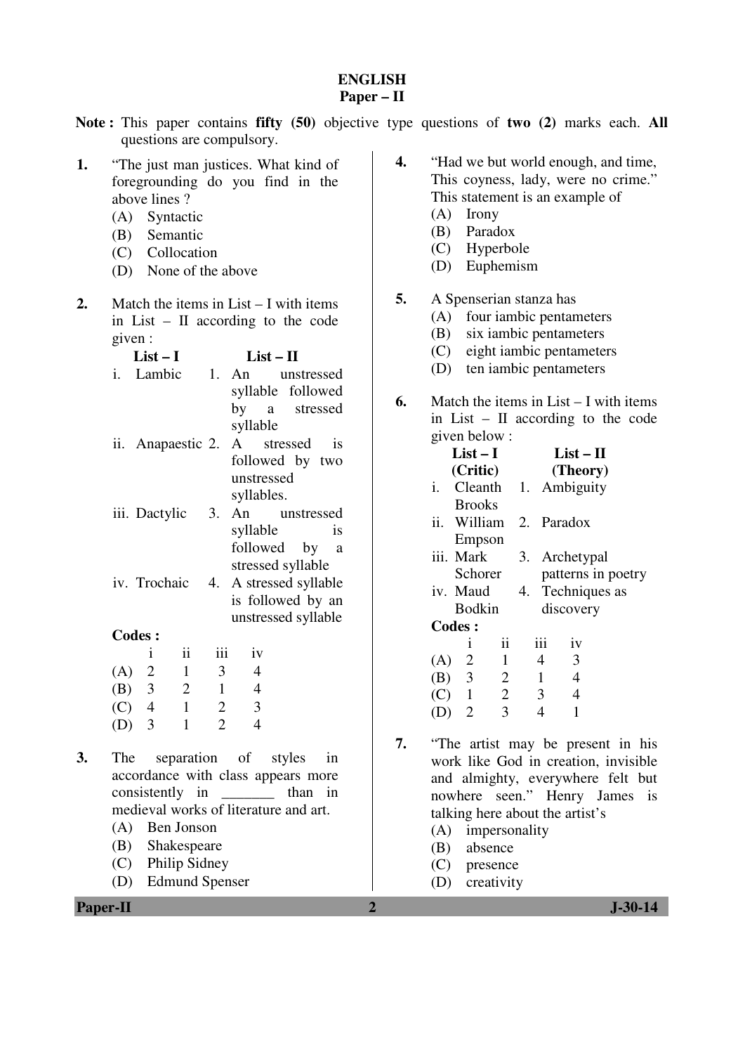# ENGLISH

## Paper – II

**Note :** This paper contains **fifty (50)** objective type questions of **two (2)** marks each. **All** questions are compulsory.

1. "The just man justices. What kind of foregrounding do you find in the above lines ?
   - (A) Syntactic
   - (B) Semantic
   - (C) Collocation
   - (D) None of the above

2. Match the items in List – I with items in List – II according to the code given :

| List – I | List – II |
|---|---|
| i. Lambic | 1. An unstressed syllable followed by a stressed syllable |
| ii. Anapaestic | 2. A stressed is followed by two unstressed syllables. |
| iii. Dactylic | 3. An unstressed syllable is followed by a stressed syllable |
| iv. Trochaic | 4. A stressed syllable is followed by an unstressed syllable |

**Codes :**

| | i | ii | iii | iv |
|---|---|---|---|---|
| (A) | 2 | 1 | 3 | 4 |
| (B) | 3 | 2 | 1 | 4 |
| (C) | 4 | 1 | 2 | 3 |
| (D) | 3 | 1 | 2 | 4 |

3. The separation of styles in accordance with class appears more consistently in _______ than in medieval works of literature and art.
   - (A) Ben Jonson
   - (B) Shakespeare
   - (C) Philip Sidney
   - (D) Edmund Spenser

4. "Had we but world enough, and time, This coyness, lady, were no crime." This statement is an example of
   - (A) Irony
   - (B) Paradox
   - (C) Hyperbole
   - (D) Euphemism

5. A Spenserian stanza has
   - (A) four iambic pentameters
   - (B) six iambic pentameters
   - (C) eight iambic pentameters
   - (D) ten iambic pentameters

6. Match the items in List – I with items in List – II according to the code given below :

| List – I (Critic) | List – II (Theory) |
|---|---|
| i. Cleanth Brooks | 1. Ambiguity |
| ii. William Empson | 2. Paradox |
| iii. Mark Schorer | 3. Archetypal patterns in poetry |
| iv. Maud Bodkin | 4. Techniques as discovery |

**Codes :**

| | i | ii | iii | iv |
|---|---|---|---|---|
| (A) | 2 | 1 | 4 | 3 |
| (B) | 3 | 2 | 1 | 4 |
| (C) | 1 | 2 | 3 | 4 |
| (D) | 2 | 3 | 4 | 1 |

7. "The artist may be present in his work like God in creation, invisible and almighty, everywhere felt but nowhere seen." Henry James is talking here about the artist's
   - (A) impersonality
   - (B) absence
   - (C) presence
   - (D) creativity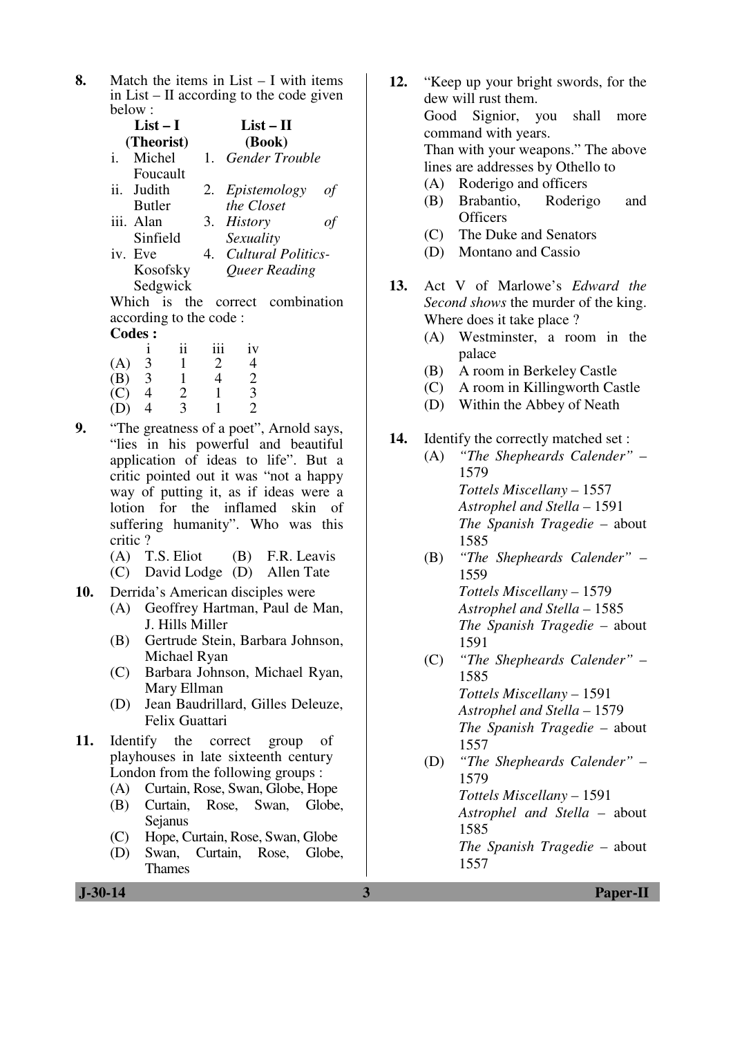**8.** Match the items in List – I with items in List – II according to the code given below :

| List – I (Theorist) | List – II (Book) |
|---|---|
| i. Michel Foucault | 1. *Gender Trouble* |
| ii. Judith Butler | 2. *Epistemology of the Closet* |
| iii. Alan Sinfield | 3. *History of Sexuality* |
| iv. Eve Kosofsky Sedgwick | 4. *Cultural Politics-Queer Reading* |

Which is the correct combination according to the code :

**Codes :**

| | i | ii | iii | iv |
|---|---|---|---|---|
| (A) | 3 | 1 | 2 | 4 |
| (B) | 3 | 1 | 4 | 2 |
| (C) | 4 | 2 | 1 | 3 |
| (D) | 4 | 3 | 1 | 2 |

**9.** "The greatness of a poet", Arnold says, "lies in his powerful and beautiful application of ideas to life". But a critic pointed out it was "not a happy way of putting it, as if ideas were a lotion for the inflamed skin of suffering humanity". Who was this critic ?

(A) T.S. Eliot (B) F.R. Leavis
(C) David Lodge (D) Allen Tate

**10.** Derrida's American disciples were

(A) Geoffrey Hartman, Paul de Man, J. Hills Miller
(B) Gertrude Stein, Barbara Johnson, Michael Ryan
(C) Barbara Johnson, Michael Ryan, Mary Ellman
(D) Jean Baudrillard, Gilles Deleuze, Felix Guattari

**11.** Identify the correct group of playhouses in late sixteenth century London from the following groups :

(A) Curtain, Rose, Swan, Globe, Hope
(B) Curtain, Rose, Swan, Globe, Sejanus
(C) Hope, Curtain, Rose, Swan, Globe
(D) Swan, Curtain, Rose, Globe, Thames

**12.** "Keep up your bright swords, for the dew will rust them.
Good Signior, you shall more command with years.
Than with your weapons." The above lines are addresses by Othello to

(A) Roderigo and officers
(B) Brabantio, Roderigo and Officers
(C) The Duke and Senators
(D) Montano and Cassio

**13.** Act V of Marlowe's *Edward the Second shows* the murder of the king. Where does it take place ?

(A) Westminster, a room in the palace
(B) A room in Berkeley Castle
(C) A room in Killingworth Castle
(D) Within the Abbey of Neath

**14.** Identify the correctly matched set :

(A) *"The Shepheards Calender"* – 1579
*Tottels Miscellany* – 1557
*Astrophel and Stella* – 1591
*The Spanish Tragedie* – about 1585

(B) *"The Shepheards Calender"* – 1559
*Tottels Miscellany* – 1579
*Astrophel and Stella* – 1585
*The Spanish Tragedie* – about 1591

(C) *"The Shepheards Calender"* – 1585
*Tottels Miscellany* – 1591
*Astrophel and Stella* – 1579
*The Spanish Tragedie* – about 1557

(D) *"The Shepheards Calender"* – 1579
*Tottels Miscellany* – 1591
*Astrophel and Stella* – about 1585
*The Spanish Tragedie* – about 1557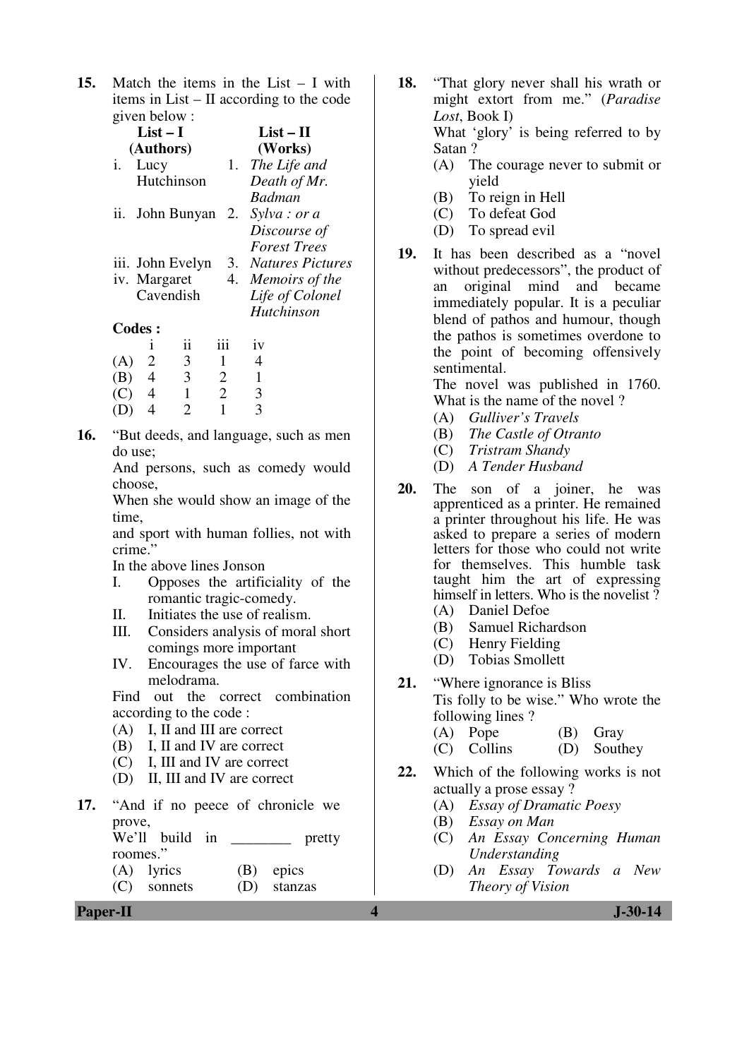**15.** Match the items in the List – I with items in List – II according to the code given below :

| List – I (Authors) | List – II (Works) |
|---|---|
| i. Lucy Hutchinson | 1. *The Life and Death of Mr. Badman* |
| ii. John Bunyan | 2. *Sylva : or a Discourse of Forest Trees* |
| iii. John Evelyn | 3. *Natures Pictures* |
| iv. Margaret Cavendish | 4. *Memoirs of the Life of Colonel Hutchinson* |

**Codes :**

| | i | ii | iii | iv |
|---|---|---|---|---|
| (A) | 2 | 3 | 1 | 4 |
| (B) | 4 | 3 | 2 | 1 |
| (C) | 4 | 1 | 2 | 3 |
| (D) | 4 | 2 | 1 | 3 |

**16.** "But deeds, and language, such as men do use;
And persons, such as comedy would choose,
When she would show an image of the time,
and sport with human follies, not with crime."

In the above lines Jonson

I. Opposes the artificiality of the romantic tragic-comedy.
II. Initiates the use of realism.
III. Considers analysis of moral short comings more important
IV. Encourages the use of farce with melodrama.

Find out the correct combination according to the code :

(A) I, II and III are correct
(B) I, II and IV are correct
(C) I, III and IV are correct
(D) II, III and IV are correct

**17.** "And if no peece of chronicle we prove,
We'll build in ________ pretty roomes."

(A) lyrics (B) epics
(C) sonnets (D) stanzas

**18.** "That glory never shall his wrath or might extort from me." (*Paradise Lost*, Book I)

What 'glory' is being referred to by Satan ?

(A) The courage never to submit or yield
(B) To reign in Hell
(C) To defeat God
(D) To spread evil

**19.** It has been described as a "novel without predecessors", the product of an original mind and became immediately popular. It is a peculiar blend of pathos and humour, though the pathos is sometimes overdone to the point of becoming offensively sentimental.

The novel was published in 1760. What is the name of the novel ?

(A) *Gulliver's Travels*
(B) *The Castle of Otranto*
(C) *Tristram Shandy*
(D) *A Tender Husband*

**20.** The son of a joiner, he was apprenticed as a printer. He remained a printer throughout his life. He was asked to prepare a series of modern letters for those who could not write for themselves. This humble task taught him the art of expressing himself in letters. Who is the novelist ?

(A) Daniel Defoe
(B) Samuel Richardson
(C) Henry Fielding
(D) Tobias Smollett

**21.** "Where ignorance is Bliss
Tis folly to be wise." Who wrote the following lines ?

(A) Pope (B) Gray
(C) Collins (D) Southey

**22.** Which of the following works is not actually a prose essay ?

(A) *Essay of Dramatic Poesy*
(B) *Essay on Man*
(C) *An Essay Concerning Human Understanding*
(D) *An Essay Towards a New Theory of Vision*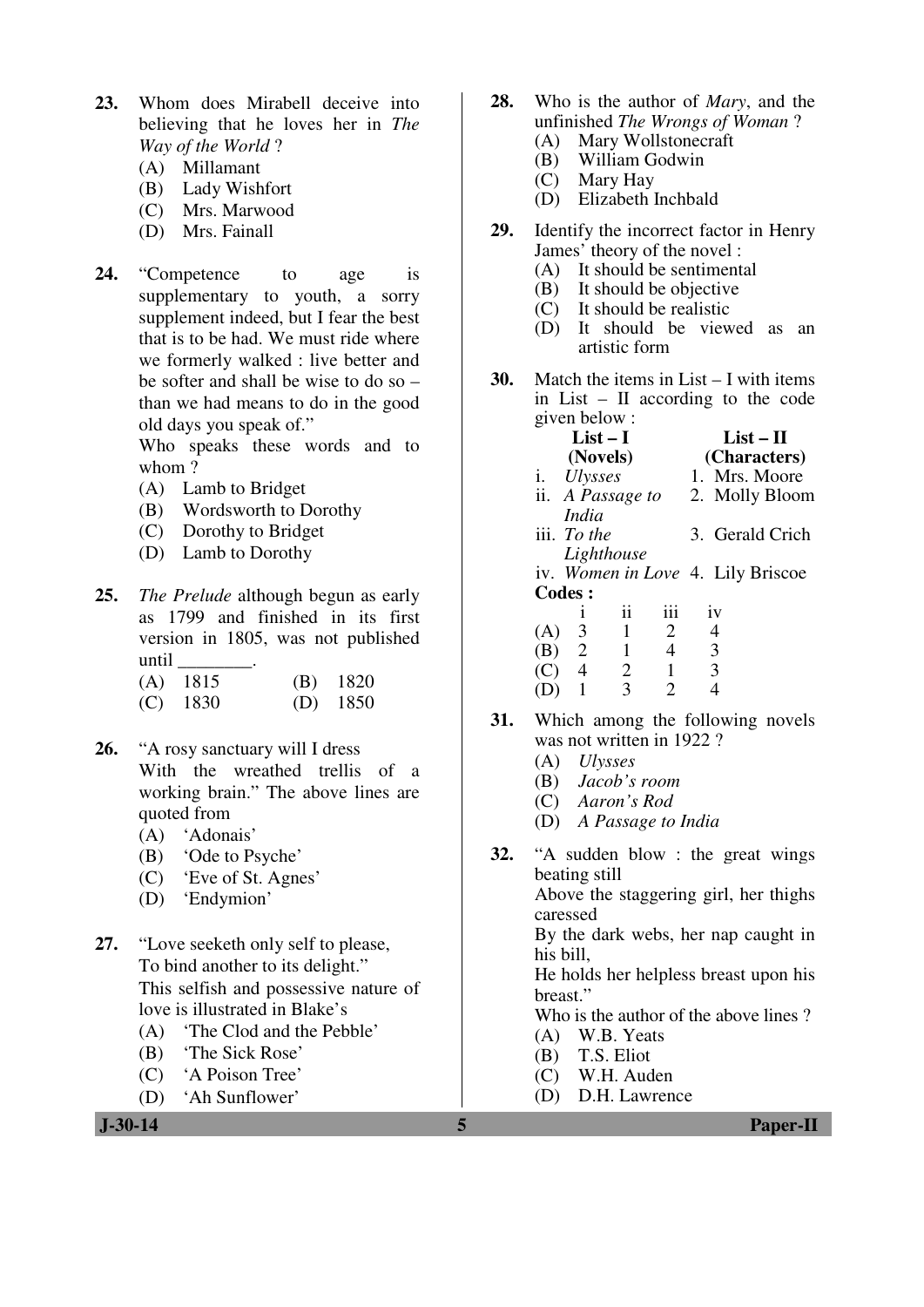**23.** Whom does Mirabell deceive into believing that he loves her in *The Way of the World* ?

(A) Millamant
(B) Lady Wishfort
(C) Mrs. Marwood
(D) Mrs. Fainall

**24.** "Competence to age is supplementary to youth, a sorry supplement indeed, but I fear the best that is to be had. We must ride where we formerly walked : live better and be softer and shall be wise to do so – than we had means to do in the good old days you speak of."

Who speaks these words and to whom ?

(A) Lamb to Bridget
(B) Wordsworth to Dorothy
(C) Dorothy to Bridget
(D) Lamb to Dorothy

**25.** *The Prelude* although begun as early as 1799 and finished in its first version in 1805, was not published until ________.

(A) 1815
(B) 1820
(C) 1830
(D) 1850

**26.** "A rosy sanctuary will I dress
With the wreathed trellis of a working brain." The above lines are quoted from

(A) 'Adonais'
(B) 'Ode to Psyche'
(C) 'Eve of St. Agnes'
(D) 'Endymion'

**27.** "Love seeketh only self to please,
To bind another to its delight."
This selfish and possessive nature of love is illustrated in Blake's

(A) 'The Clod and the Pebble'
(B) 'The Sick Rose'
(C) 'A Poison Tree'
(D) 'Ah Sunflower'

**28.** Who is the author of *Mary*, and the unfinished *The Wrongs of Woman* ?

(A) Mary Wollstonecraft
(B) William Godwin
(C) Mary Hay
(D) Elizabeth Inchbald

**29.** Identify the incorrect factor in Henry James' theory of the novel :

(A) It should be sentimental
(B) It should be objective
(C) It should be realistic
(D) It should be viewed as an artistic form

**30.** Match the items in List – I with items in List – II according to the code given below :

| List – I (Novels) | List – II (Characters) |
|---|---|
| i. *Ulysses* | 1. Mrs. Moore |
| ii. *A Passage to India* | 2. Molly Bloom |
| iii. *To the Lighthouse* | 3. Gerald Crich |
| iv. *Women in Love* | 4. Lily Briscoe |

**Codes :**

| | i | ii | iii | iv |
|---|---|---|---|---|
| (A) | 3 | 1 | 2 | 4 |
| (B) | 2 | 1 | 4 | 3 |
| (C) | 4 | 2 | 1 | 3 |
| (D) | 1 | 3 | 2 | 4 |

**31.** Which among the following novels was not written in 1922 ?

(A) *Ulysses*
(B) *Jacob's room*
(C) *Aaron's Rod*
(D) *A Passage to India*

**32.** "A sudden blow : the great wings beating still
Above the staggering girl, her thighs caressed
By the dark webs, her nap caught in his bill,
He holds her helpless breast upon his breast."

Who is the author of the above lines ?

(A) W.B. Yeats
(B) T.S. Eliot
(C) W.H. Auden
(D) D.H. Lawrence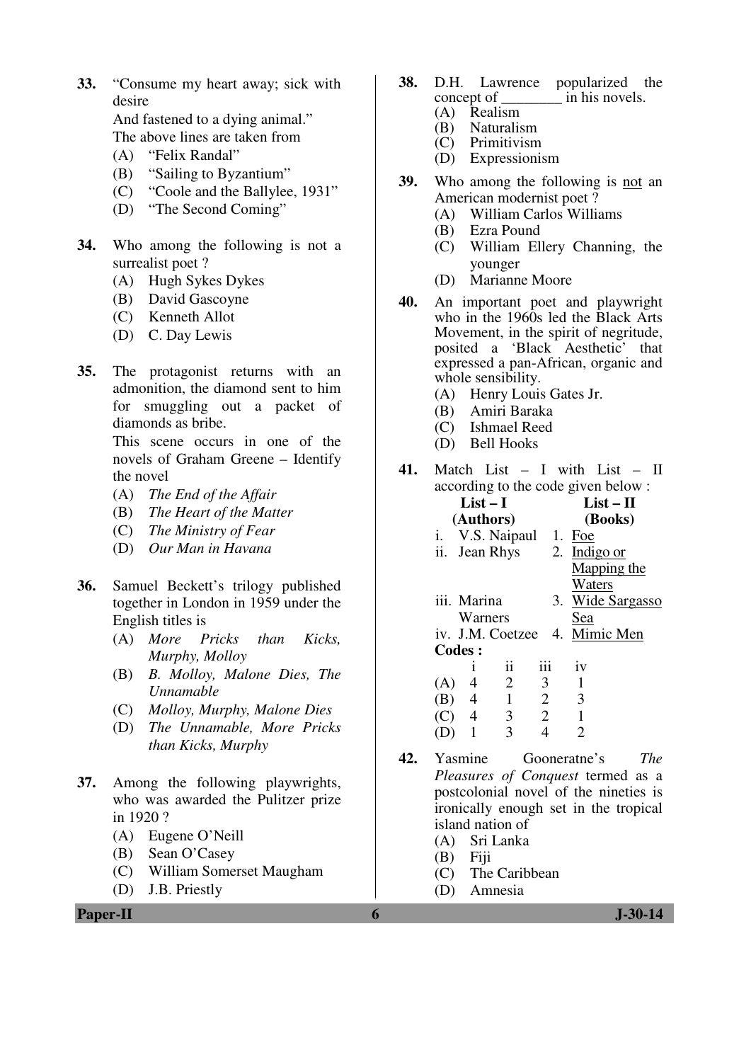**33.** "Consume my heart away; sick with desire
And fastened to a dying animal."
The above lines are taken from

(A) "Felix Randal"
(B) "Sailing to Byzantium"
(C) "Coole and the Ballylee, 1931"
(D) "The Second Coming"

**34.** Who among the following is not a surrealist poet ?

(A) Hugh Sykes Dykes
(B) David Gascoyne
(C) Kenneth Allot
(D) C. Day Lewis

**35.** The protagonist returns with an admonition, the diamond sent to him for smuggling out a packet of diamonds as bribe.
This scene occurs in one of the novels of Graham Greene – Identify the novel

(A) *The End of the Affair*
(B) *The Heart of the Matter*
(C) *The Ministry of Fear*
(D) *Our Man in Havana*

**36.** Samuel Beckett's trilogy published together in London in 1959 under the English titles is

(A) *More Pricks than Kicks, Murphy, Molloy*
(B) *B. Molloy, Malone Dies, The Unnamable*
(C) *Molloy, Murphy, Malone Dies*
(D) *The Unnamable, More Pricks than Kicks, Murphy*

**37.** Among the following playwrights, who was awarded the Pulitzer prize in 1920 ?

(A) Eugene O'Neill
(B) Sean O'Casey
(C) William Somerset Maugham
(D) J.B. Priestly

**38.** D.H. Lawrence popularized the concept of ________ in his novels.

(A) Realism
(B) Naturalism
(C) Primitivism
(D) Expressionism

**39.** Who among the following is not an American modernist poet ?

(A) William Carlos Williams
(B) Ezra Pound
(C) William Ellery Channing, the younger
(D) Marianne Moore

**40.** An important poet and playwright who in the 1960s led the Black Arts Movement, in the spirit of negritude, posited a 'Black Aesthetic' that expressed a pan-African, organic and whole sensibility.

(A) Henry Louis Gates Jr.
(B) Amiri Baraka
(C) Ishmael Reed
(D) Bell Hooks

**41.** Match List – I with List – II according to the code given below :

| List – I (Authors) | List – II (Books) |
|---|---|
| i. V.S. Naipaul | 1. Foe |
| ii. Jean Rhys | 2. Indigo or Mapping the Waters |
| iii. Marina Warners | 3. Wide Sargasso Sea |
| iv. J.M. Coetzee | 4. Mimic Men |

**Codes :**

| | i | ii | iii | iv |
|---|---|---|---|---|
| (A) | 4 | 2 | 3 | 1 |
| (B) | 4 | 1 | 2 | 3 |
| (C) | 4 | 3 | 2 | 1 |
| (D) | 1 | 3 | 4 | 2 |

**42.** Yasmine Gooneratne's *The Pleasures of Conquest* termed as a postcolonial novel of the nineties is ironically enough set in the tropical island nation of

(A) Sri Lanka
(B) Fiji
(C) The Caribbean
(D) Amnesia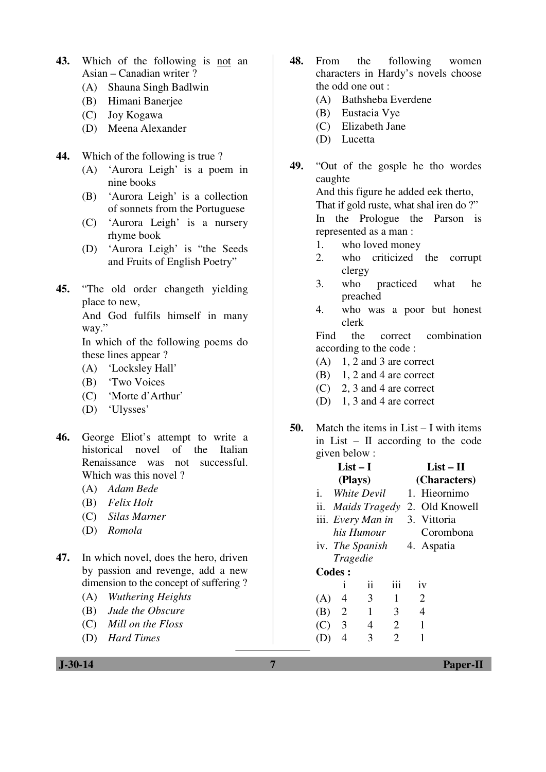**43.** Which of the following is not an Asian – Canadian writer ?

(A) Shauna Singh Badlwin
(B) Himani Banerjee
(C) Joy Kogawa
(D) Meena Alexander

**44.** Which of the following is true ?

(A) 'Aurora Leigh' is a poem in nine books
(B) 'Aurora Leigh' is a collection of sonnets from the Portuguese
(C) 'Aurora Leigh' is a nursery rhyme book
(D) 'Aurora Leigh' is "the Seeds and Fruits of English Poetry"

**45.** "The old order changeth yielding place to new,
And God fulfils himself in many way."
In which of the following poems do these lines appear ?

(A) 'Locksley Hall'
(B) 'Two Voices
(C) 'Morte d'Arthur'
(D) 'Ulysses'

**46.** George Eliot's attempt to write a historical novel of the Italian Renaissance was not successful. Which was this novel ?

(A) *Adam Bede*
(B) *Felix Holt*
(C) *Silas Marner*
(D) *Romola*

**47.** In which novel, does the hero, driven by passion and revenge, add a new dimension to the concept of suffering ?

(A) *Wuthering Heights*
(B) *Jude the Obscure*
(C) *Mill on the Floss*
(D) *Hard Times*

**48.** From the following women characters in Hardy's novels choose the odd one out :

(A) Bathsheba Everdene
(B) Eustacia Vye
(C) Elizabeth Jane
(D) Lucetta

**49.** "Out of the gosple he tho wordes caughte
And this figure he added eek therto,
That if gold ruste, what shal iren do ?"
In the Prologue the Parson is represented as a man :

1. who loved money
2. who criticized the corrupt clergy
3. who practiced what he preached
4. who was a poor but honest clerk

Find the correct combination according to the code :

(A) 1, 2 and 3 are correct
(B) 1, 2 and 4 are correct
(C) 2, 3 and 4 are correct
(D) 1, 3 and 4 are correct

**50.** Match the items in List – I with items in List – II according to the code given below :

| | List – I (Plays) | | List – II (Characters) |
|---|---|---|---|
| i. | *White Devil* | 1. | Hieornimo |
| ii. | *Maids Tragedy* | 2. | Old Knowell |
| iii. | *Every Man in his Humour* | 3. | Vittoria Corombona |
| iv. | *The Spanish Tragedie* | 4. | Aspatia |

**Codes :**

| | i | ii | iii | iv |
|---|---|---|---|---|
| (A) | 4 | 3 | 1 | 2 |
| (B) | 2 | 1 | 3 | 4 |
| (C) | 3 | 4 | 2 | 1 |
| (D) | 4 | 3 | 2 | 1 |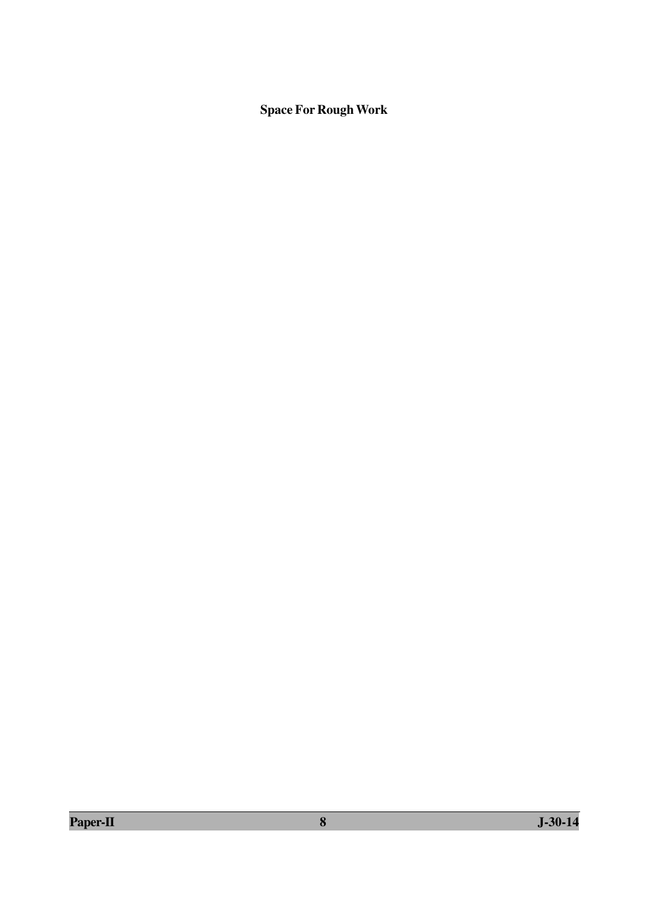**Space For Rough Work**